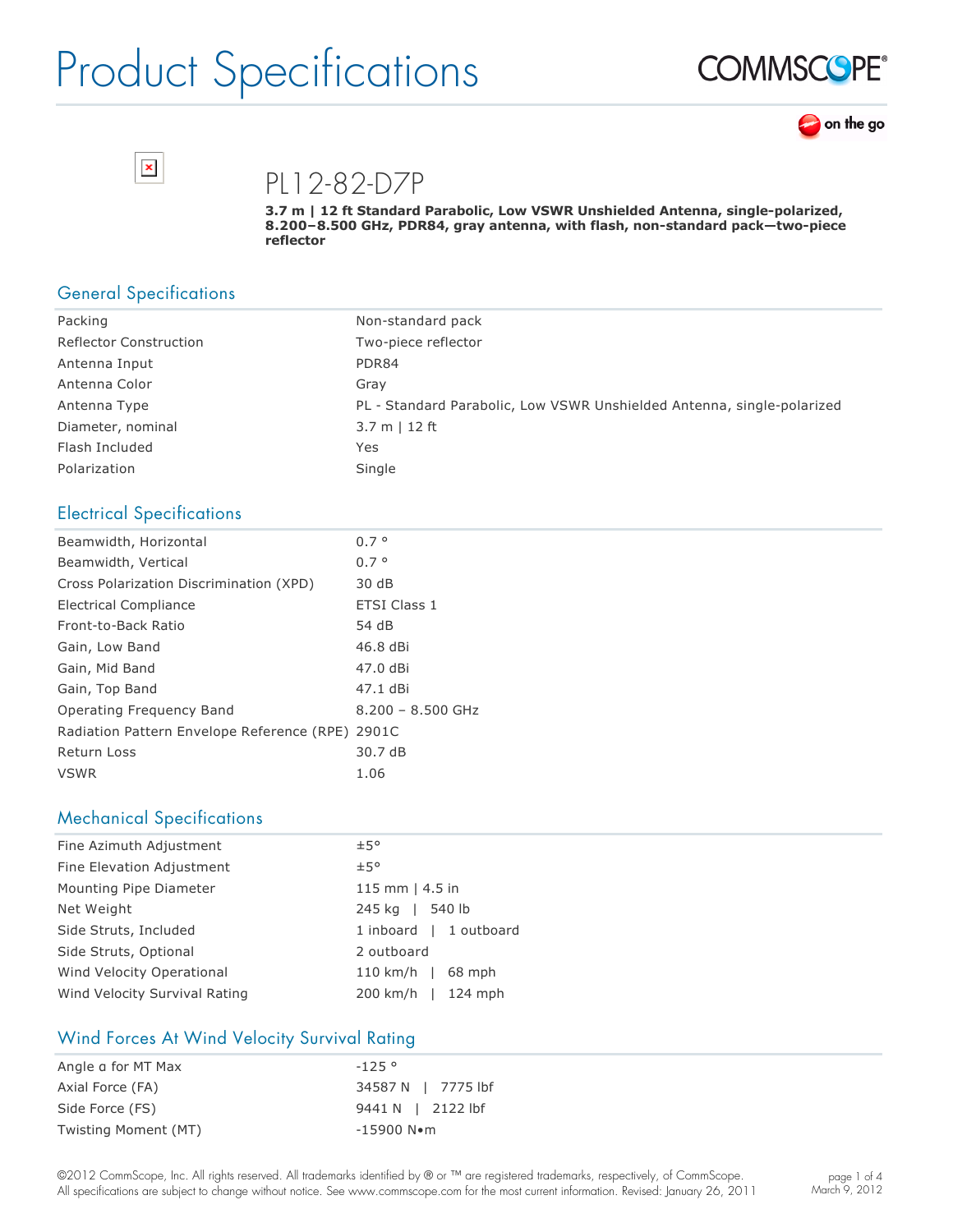# Product Specifications

# PL12-82-D7P

**3.7 m | 12 ft Standard Parabolic, Low VSWR Unshielded Antenna, single-polarized, 8.200–8.500 GHz, PDR84, gray antenna, with flash, non-standard pack—two-piece reflector**

## General Specifications

| | |
|---|---|
| Packing | Non-standard pack |
| Reflector Construction | Two-piece reflector |
| Antenna Input | PDR84 |
| Antenna Color | Gray |
| Antenna Type | PL - Standard Parabolic, Low VSWR Unshielded Antenna, single-polarized |
| Diameter, nominal | 3.7 m \| 12 ft |
| Flash Included | Yes |
| Polarization | Single |

## Electrical Specifications

| | |
|---|---|
| Beamwidth, Horizontal | 0.7 ° |
| Beamwidth, Vertical | 0.7 ° |
| Cross Polarization Discrimination (XPD) | 30 dB |
| Electrical Compliance | ETSI Class 1 |
| Front-to-Back Ratio | 54 dB |
| Gain, Low Band | 46.8 dBi |
| Gain, Mid Band | 47.0 dBi |
| Gain, Top Band | 47.1 dBi |
| Operating Frequency Band | 8.200 – 8.500 GHz |
| Radiation Pattern Envelope Reference (RPE) | 2901C |
| Return Loss | 30.7 dB |
| VSWR | 1.06 |

## Mechanical Specifications

| | |
|---|---|
| Fine Azimuth Adjustment | ±5° |
| Fine Elevation Adjustment | ±5° |
| Mounting Pipe Diameter | 115 mm \| 4.5 in |
| Net Weight | 245 kg \| 540 lb |
| Side Struts, Included | 1 inboard \| 1 outboard |
| Side Struts, Optional | 2 outboard |
| Wind Velocity Operational | 110 km/h \| 68 mph |
| Wind Velocity Survival Rating | 200 km/h \| 124 mph |

## Wind Forces At Wind Velocity Survival Rating

| | |
|---|---|
| Angle α for MT Max | -125 ° |
| Axial Force (FA) | 34587 N \| 7775 lbf |
| Side Force (FS) | 9441 N \| 2122 lbf |
| Twisting Moment (MT) | -15900 N•m |

©2012 CommScope, Inc. All rights reserved. All trademarks identified by ® or ™ are registered trademarks, respectively, of CommScope. All specifications are subject to change without notice. See www.commscope.com for the most current information. Revised: January 26, 2011

March 9, 2012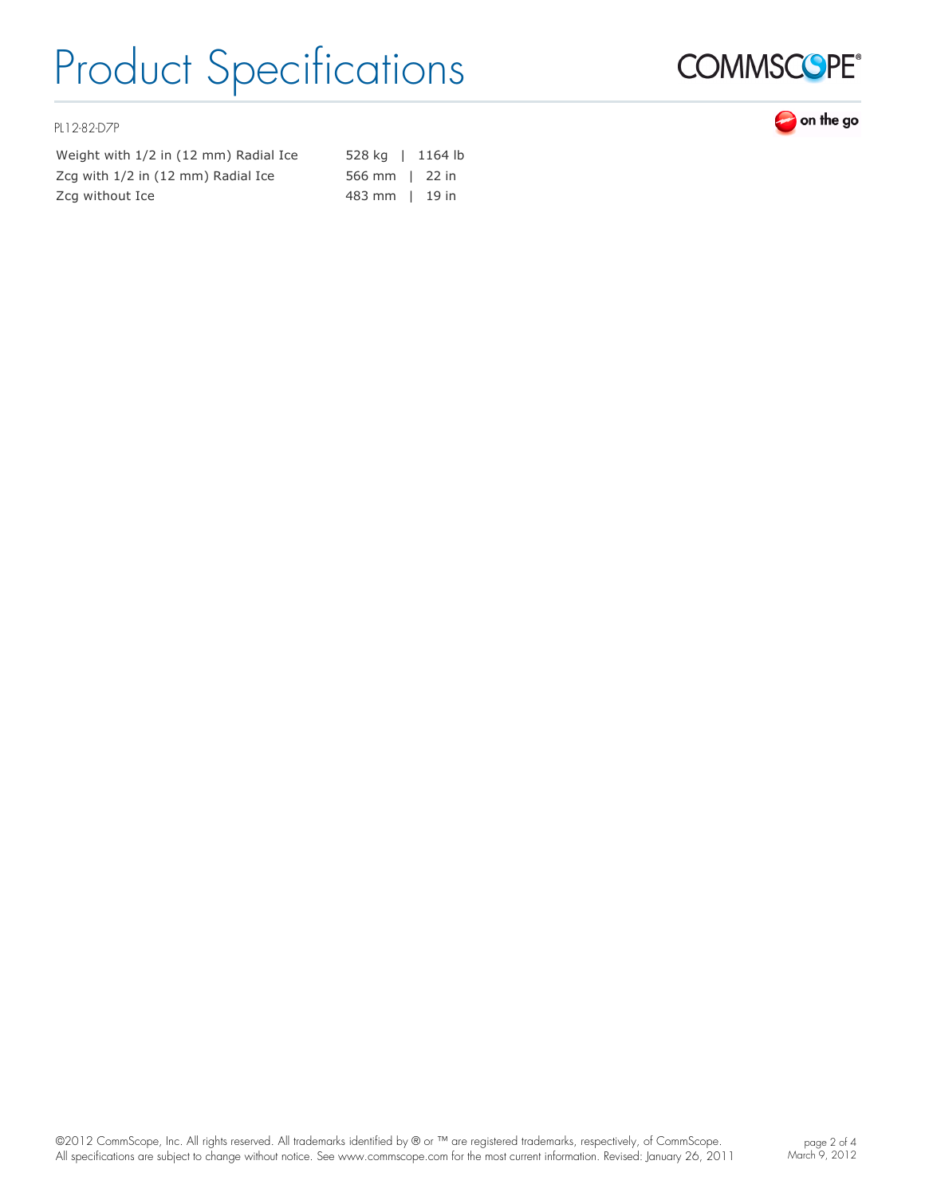PL12-82-D7P

| | |
|---|---|
| Weight with 1/2 in (12 mm) Radial Ice | 528 kg \| 1164 lb |
| Zcg with 1/2 in (12 mm) Radial Ice | 566 mm \| 22 in |
| Zcg without Ice | 483 mm \| 19 in |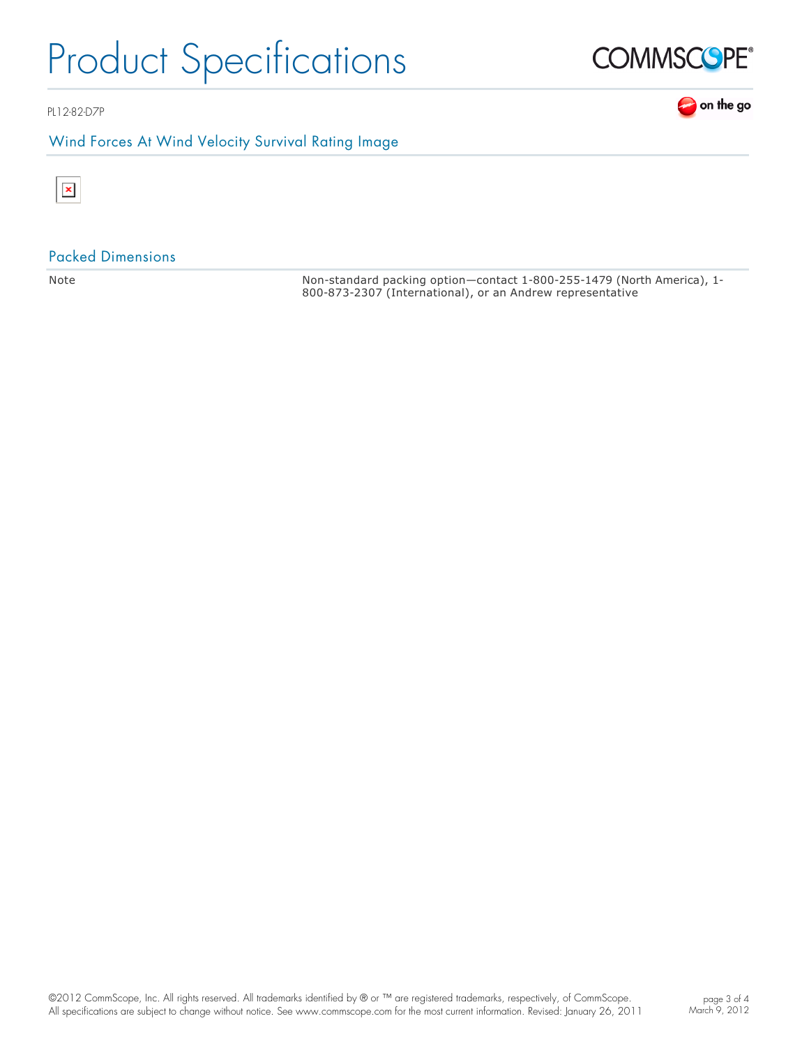## Wind Forces At Wind Velocity Survival Rating Image

## Packed Dimensions

| | |
|---|---|
| Note | Non-standard packing option—contact 1-800-255-1479 (North America), 1-800-873-2307 (International), or an Andrew representative |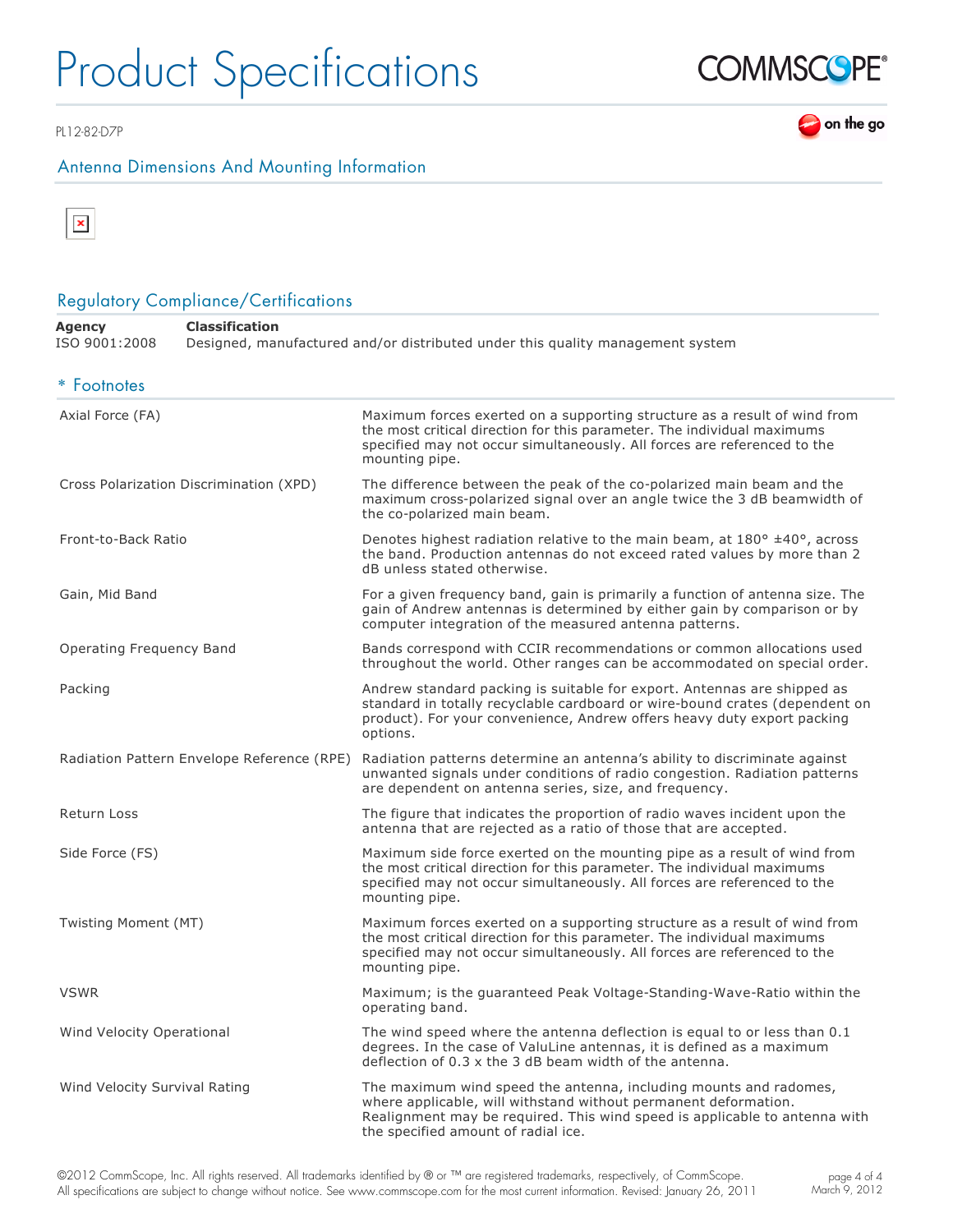PL12-82-D7P

## Antenna Dimensions And Mounting Information

## Regulatory Compliance/Certifications

| Agency | Classification |
|---|---|
| ISO 9001:2008 | Designed, manufactured and/or distributed under this quality management system |

## * Footnotes

| | |
|---|---|
| Axial Force (FA) | Maximum forces exerted on a supporting structure as a result of wind from the most critical direction for this parameter. The individual maximums specified may not occur simultaneously. All forces are referenced to the mounting pipe. |
| Cross Polarization Discrimination (XPD) | The difference between the peak of the co-polarized main beam and the maximum cross-polarized signal over an angle twice the 3 dB beamwidth of the co-polarized main beam. |
| Front-to-Back Ratio | Denotes highest radiation relative to the main beam, at 180° ±40°, across the band. Production antennas do not exceed rated values by more than 2 dB unless stated otherwise. |
| Gain, Mid Band | For a given frequency band, gain is primarily a function of antenna size. The gain of Andrew antennas is determined by either gain by comparison or by computer integration of the measured antenna patterns. |
| Operating Frequency Band | Bands correspond with CCIR recommendations or common allocations used throughout the world. Other ranges can be accommodated on special order. |
| Packing | Andrew standard packing is suitable for export. Antennas are shipped as standard in totally recyclable cardboard or wire-bound crates (dependent on product). For your convenience, Andrew offers heavy duty export packing options. |
| Radiation Pattern Envelope Reference (RPE) | Radiation patterns determine an antenna's ability to discriminate against unwanted signals under conditions of radio congestion. Radiation patterns are dependent on antenna series, size, and frequency. |
| Return Loss | The figure that indicates the proportion of radio waves incident upon the antenna that are rejected as a ratio of those that are accepted. |
| Side Force (FS) | Maximum side force exerted on the mounting pipe as a result of wind from the most critical direction for this parameter. The individual maximums specified may not occur simultaneously. All forces are referenced to the mounting pipe. |
| Twisting Moment (MT) | Maximum forces exerted on a supporting structure as a result of wind from the most critical direction for this parameter. The individual maximums specified may not occur simultaneously. All forces are referenced to the mounting pipe. |
| VSWR | Maximum; is the guaranteed Peak Voltage-Standing-Wave-Ratio within the operating band. |
| Wind Velocity Operational | The wind speed where the antenna deflection is equal to or less than 0.1 degrees. In the case of ValuLine antennas, it is defined as a maximum deflection of 0.3 x the 3 dB beam width of the antenna. |
| Wind Velocity Survival Rating | The maximum wind speed the antenna, including mounts and radomes, where applicable, will withstand without permanent deformation. Realignment may be required. This wind speed is applicable to antenna with the specified amount of radial ice. |

©2012 CommScope, Inc. All rights reserved. All trademarks identified by ® or ™ are registered trademarks, respectively, of CommScope. All specifications are subject to change without notice. See www.commscope.com for the most current information. Revised: January 26, 2011

March 9, 2012